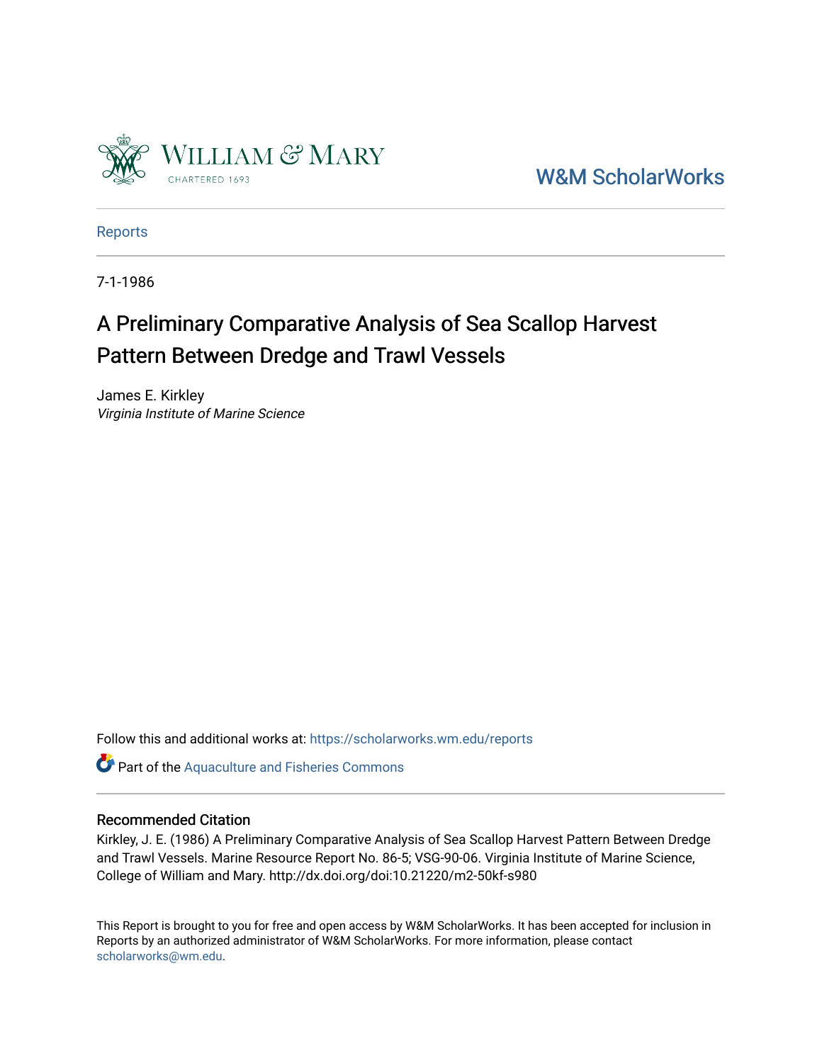W&M ScholarWorks

Reports

7-1-1986

# A Preliminary Comparative Analysis of Sea Scallop Harvest Pattern Between Dredge and Trawl Vessels

James E. Kirkley
*Virginia Institute of Marine Science*

Follow this and additional works at: https://scholarworks.wm.edu/reports

Part of the Aquaculture and Fisheries Commons

## Recommended Citation

Kirkley, J. E. (1986) A Preliminary Comparative Analysis of Sea Scallop Harvest Pattern Between Dredge and Trawl Vessels. Marine Resource Report No. 86-5; VSG-90-06. Virginia Institute of Marine Science, College of William and Mary. http://dx.doi.org/doi:10.21220/m2-50kf-s980

This Report is brought to you for free and open access by W&M ScholarWorks. It has been accepted for inclusion in Reports by an authorized administrator of W&M ScholarWorks. For more information, please contact scholarworks@wm.edu.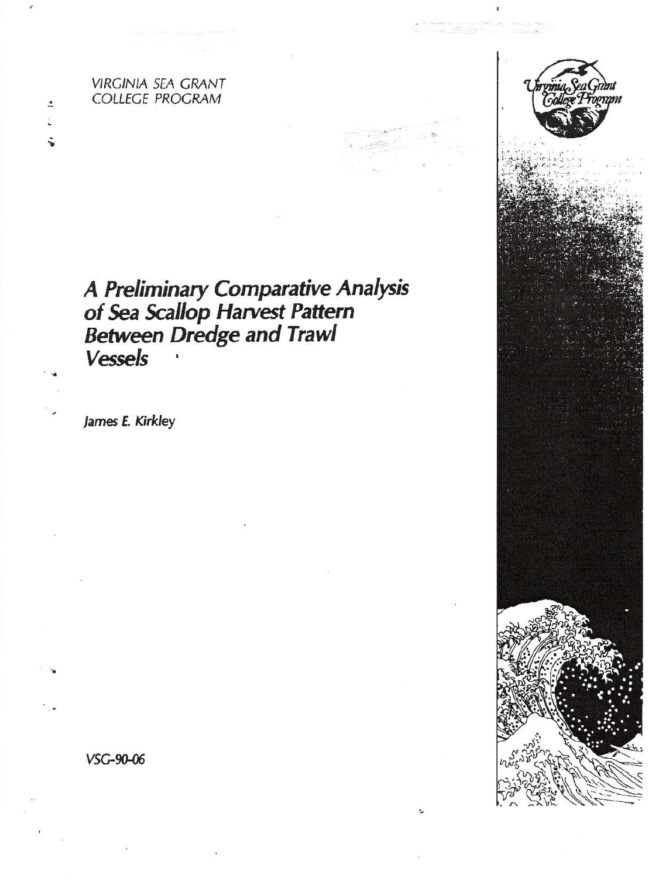VIRGINIA SEA GRANT
COLLEGE PROGRAM

# A Preliminary Comparative Analysis of Sea Scallop Harvest Pattern Between Dredge and Trawl Vessels

James E. Kirkley

VSG-90-06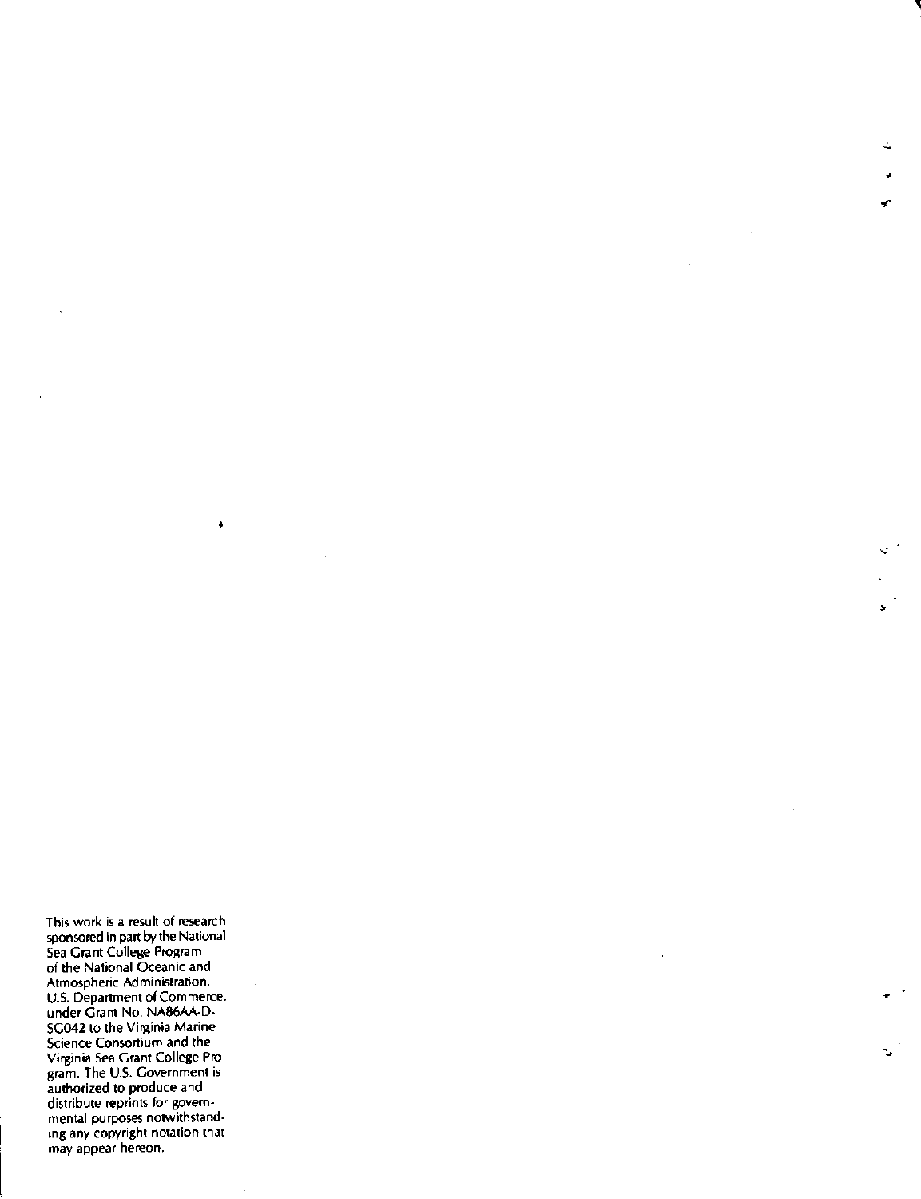This work is a result of research sponsored in part by the National Sea Grant College Program of the National Oceanic and Atmospheric Administration, U.S. Department of Commerce, under Grant No. NA86AA-D-SG042 to the Virginia Marine Science Consortium and the Virginia Sea Grant College Program. The U.S. Government is authorized to produce and distribute reprints for governmental purposes notwithstanding any copyright notation that may appear hereon.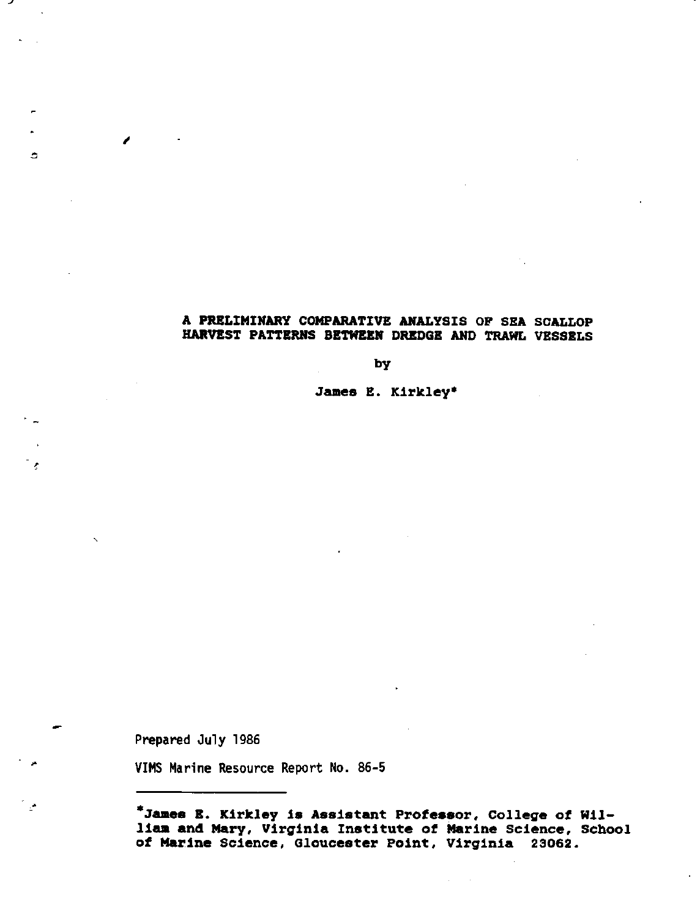# A PRELIMINARY COMPARATIVE ANALYSIS OF SEA SCALLOP HARVEST PATTERNS BETWEEN DREDGE AND TRAWL VESSELS

by

James E. Kirkley*

Prepared July 1986

VIMS Marine Resource Report No. 86-5

---

*James E. Kirkley is Assistant Professor, College of William and Mary, Virginia Institute of Marine Science, School of Marine Science, Gloucester Point, Virginia 23062.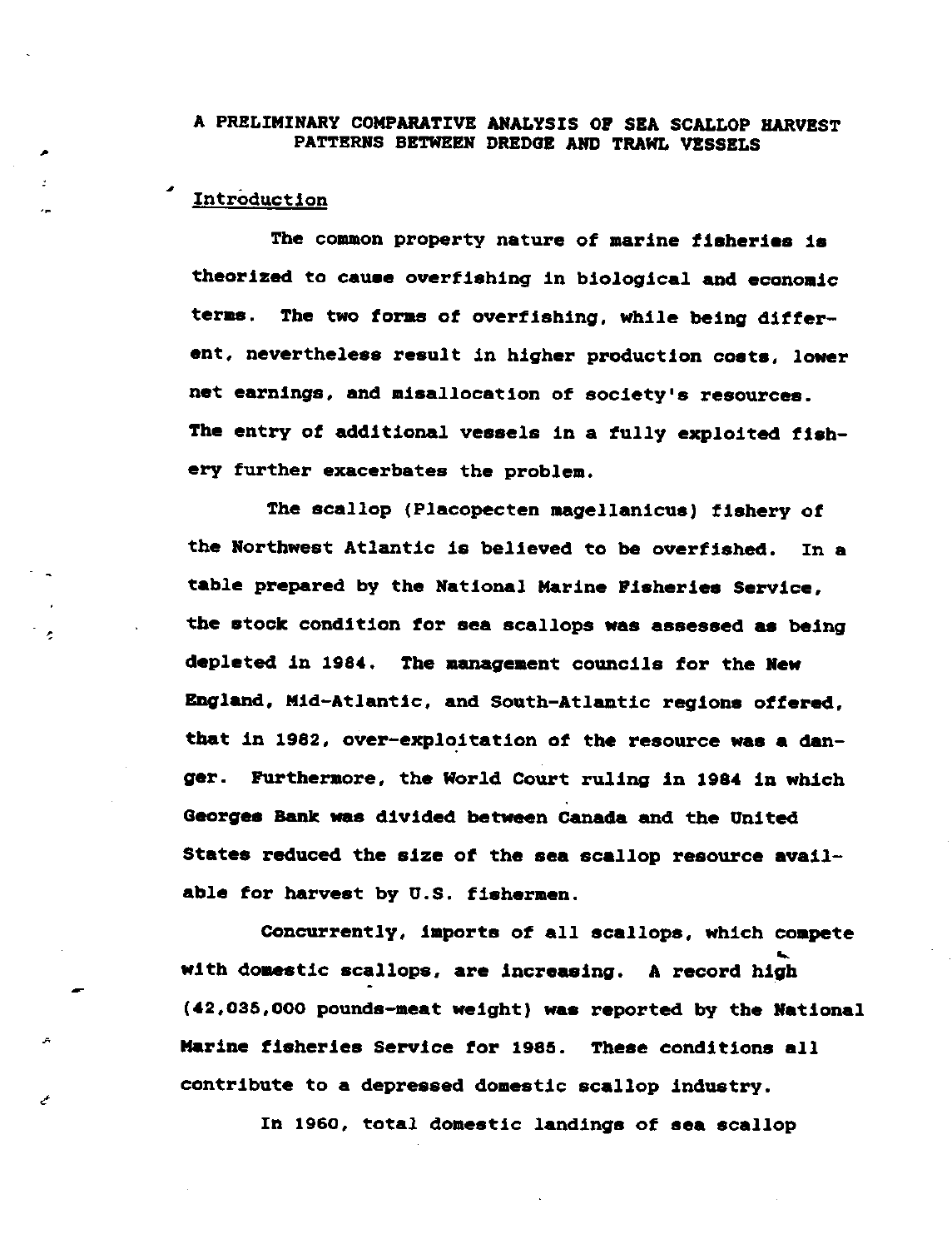# A PRELIMINARY COMPARATIVE ANALYSIS OF SEA SCALLOP HARVEST PATTERNS BETWEEN DREDGE AND TRAWL VESSELS

## Introduction

The common property nature of marine fisheries is theorized to cause overfishing in biological and economic terms. The two forms of overfishing, while being different, nevertheless result in higher production costs, lower net earnings, and misallocation of society's resources. The entry of additional vessels in a fully exploited fishery further exacerbates the problem.

The scallop (Placopecten magellanicus) fishery of the Northwest Atlantic is believed to be overfished. In a table prepared by the National Marine Fisheries Service, the stock condition for sea scallops was assessed as being depleted in 1984. The management councils for the New England, Mid-Atlantic, and South-Atlantic regions offered, that in 1982, over-exploitation of the resource was a danger. Furthermore, the World Court ruling in 1984 in which Georges Bank was divided between Canada and the United States reduced the size of the sea scallop resource available for harvest by U.S. fishermen.

Concurrently, imports of all scallops, which compete with domestic scallops, are increasing. A record high (42,035,000 pounds-meat weight) was reported by the National Marine fisheries Service for 1985. These conditions all contribute to a depressed domestic scallop industry.

In 1960, total domestic landings of sea scallop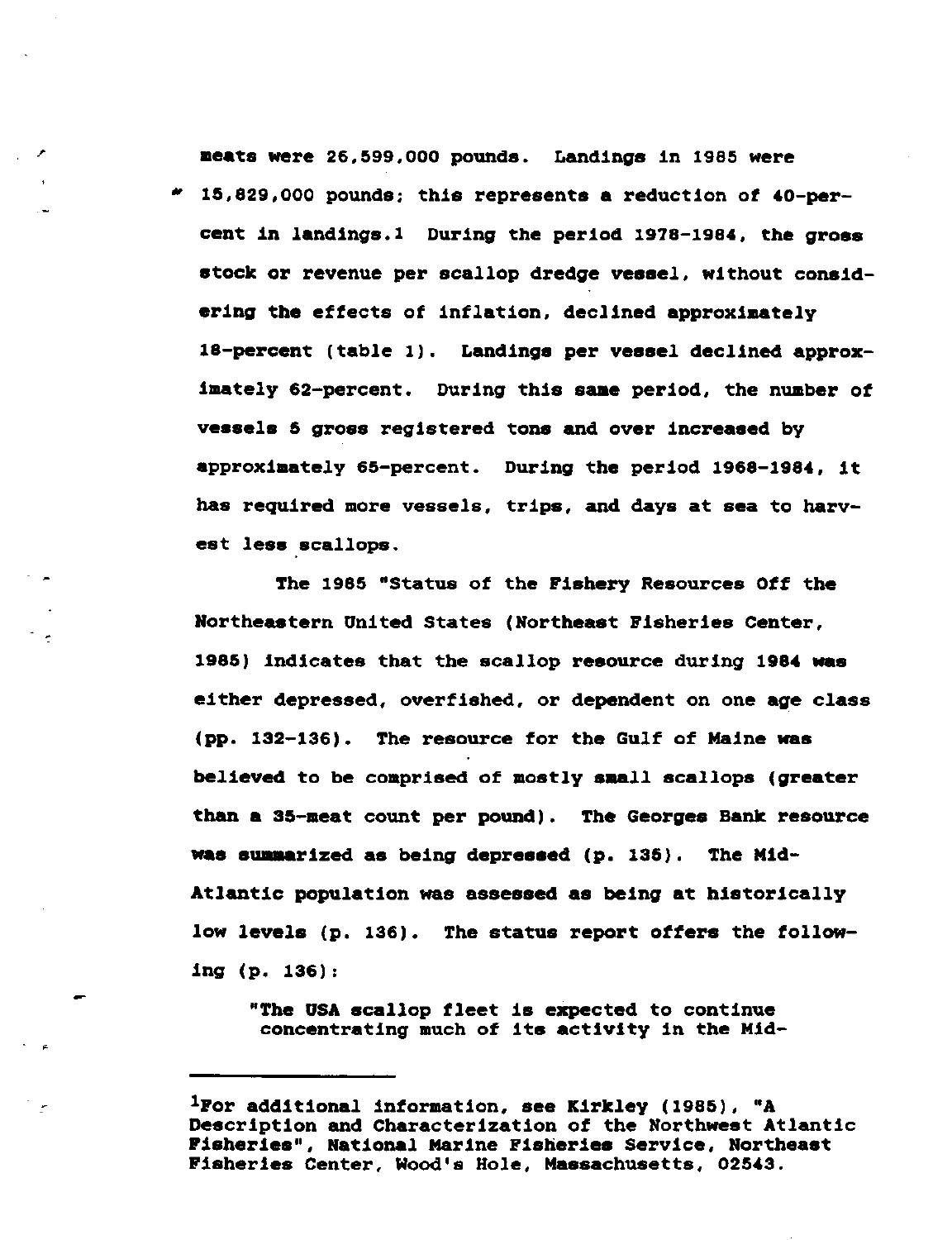meats were 26,599,000 pounds. Landings in 1985 were 15,829,000 pounds; this represents a reduction of 40-percent in landings.[1] During the period 1978-1984, the gross stock or revenue per scallop dredge vessel, without considering the effects of inflation, declined approximately 18-percent (table 1). Landings per vessel declined approximately 62-percent. During this same period, the number of vessels 5 gross registered tons and over increased by approximately 65-percent. During the period 1968-1984, it has required more vessels, trips, and days at sea to harvest less scallops.

The 1985 "Status of the Fishery Resources Off the Northeastern United States (Northeast Fisheries Center, 1985) indicates that the scallop resource during 1984 was either depressed, overfished, or dependent on one age class (pp. 132-136). The resource for the Gulf of Maine was believed to be comprised of mostly small scallops (greater than a 35-meat count per pound). The Georges Bank resource was summarized as being depressed (p. 135). The Mid-Atlantic population was assessed as being at historically low levels (p. 136). The status report offers the following (p. 136):

> "The USA scallop fleet is expected to continue concentrating much of its activity in the Mid-

---

[1]For additional information, see Kirkley (1985), "A Description and Characterization of the Northwest Atlantic Fisheries", National Marine Fisheries Service, Northeast Fisheries Center, Wood's Hole, Massachusetts, 02543.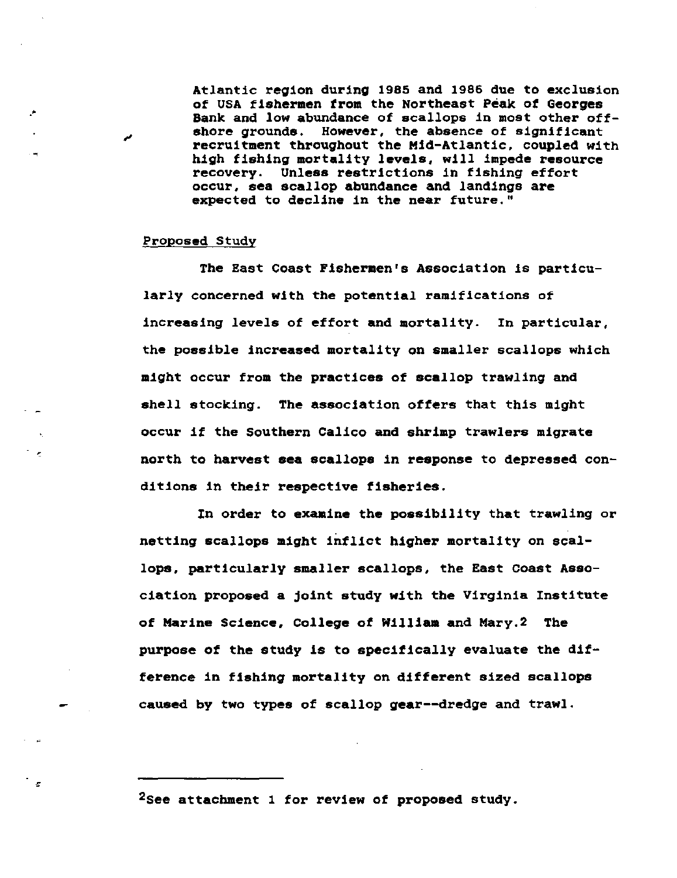Atlantic region during 1985 and 1986 due to exclusion of USA fishermen from the Northeast Peak of Georges Bank and low abundance of scallops in most other offshore grounds. However, the absence of significant recruitment throughout the Mid-Atlantic, coupled with high fishing mortality levels, will impede resource recovery. Unless restrictions in fishing effort occur, sea scallop abundance and landings are expected to decline in the near future."

Proposed Study

The East Coast Fishermen's Association is particularly concerned with the potential ramifications of increasing levels of effort and mortality. In particular, the possible increased mortality on smaller scallops which might occur from the practices of scallop trawling and shell stocking. The association offers that this might occur if the Southern Calico and shrimp trawlers migrate north to harvest sea scallops in response to depressed conditions in their respective fisheries.

In order to examine the possibility that trawling or netting scallops might inflict higher mortality on scallops, particularly smaller scallops, the East Coast Association proposed a joint study with the Virginia Institute of Marine Science, College of William and Mary.[2] The purpose of the study is to specifically evaluate the difference in fishing mortality on different sized scallops caused by two types of scallop gear--dredge and trawl.

---

[2]See attachment 1 for review of proposed study.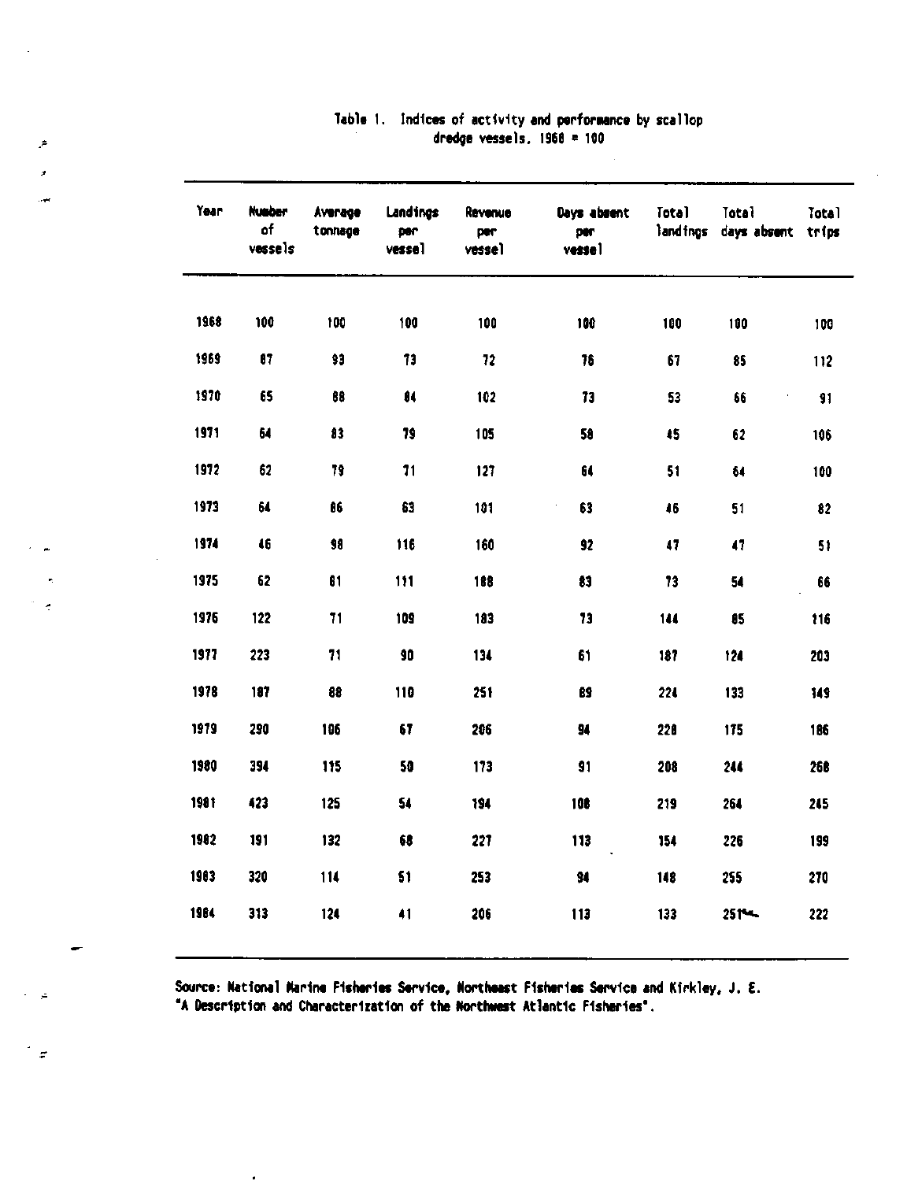Table 1. Indices of activity and performance by scallop dredge vessels, 1968 = 100

| Year | Number of vessels | Average tonnage | Landings per vessel | Revenue per vessel | Days absent per vessel | Total landings | Total days absent | Total trips |
|---|---|---|---|---|---|---|---|---|
| 1968 | 100 | 100 | 100 | 100 | 100 | 100 | 100 | 100 |
| 1969 | 87 | 93 | 73 | 72 | 76 | 67 | 85 | 112 |
| 1970 | 65 | 88 | 84 | 102 | 73 | 53 | 66 | 91 |
| 1971 | 64 | 83 | 79 | 105 | 58 | 45 | 62 | 106 |
| 1972 | 62 | 79 | 71 | 127 | 64 | 51 | 64 | 100 |
| 1973 | 64 | 86 | 63 | 101 | 63 | 46 | 51 | 82 |
| 1974 | 46 | 98 | 116 | 160 | 92 | 47 | 47 | 51 |
| 1975 | 62 | 81 | 111 | 188 | 83 | 73 | 54 | 66 |
| 1976 | 122 | 71 | 109 | 183 | 73 | 144 | 85 | 116 |
| 1977 | 223 | 71 | 90 | 134 | 61 | 187 | 124 | 203 |
| 1978 | 187 | 88 | 110 | 251 | 89 | 224 | 133 | 149 |
| 1979 | 290 | 106 | 67 | 206 | 94 | 228 | 175 | 186 |
| 1980 | 394 | 115 | 50 | 173 | 91 | 208 | 244 | 268 |
| 1981 | 423 | 125 | 54 | 194 | 108 | 219 | 264 | 245 |
| 1982 | 191 | 132 | 68 | 227 | 113 | 154 | 226 | 199 |
| 1983 | 320 | 114 | 51 | 253 | 94 | 148 | 255 | 270 |
| 1984 | 313 | 124 | 41 | 206 | 113 | 133 | 251 | 222 |

Source: National Marine Fisheries Service, Northeast Fisheries Service and Kirkley, J. E. "A Description and Characterization of the Northwest Atlantic Fisheries".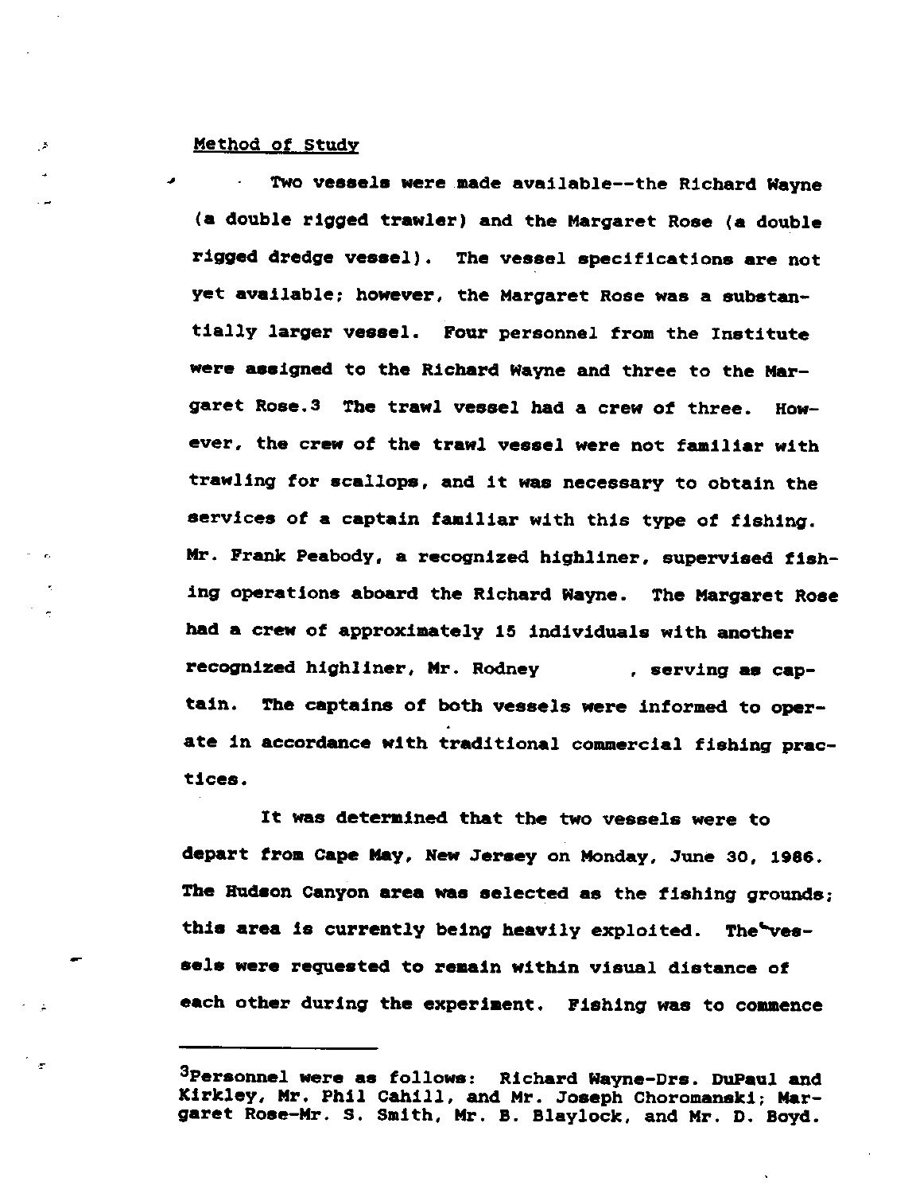Method of Study

Two vessels were made available--the Richard Wayne (a double rigged trawler) and the Margaret Rose (a double rigged dredge vessel). The vessel specifications are not yet available; however, the Margaret Rose was a substantially larger vessel. Four personnel from the Institute were assigned to the Richard Wayne and three to the Margaret Rose.[3] The trawl vessel had a crew of three. However, the crew of the trawl vessel were not familiar with trawling for scallops, and it was necessary to obtain the services of a captain familiar with this type of fishing. Mr. Frank Peabody, a recognized highliner, supervised fishing operations aboard the Richard Wayne. The Margaret Rose had a crew of approximately 15 individuals with another recognized highliner, Mr. Rodney , serving as captain. The captains of both vessels were informed to operate in accordance with traditional commercial fishing practices.

It was determined that the two vessels were to depart from Cape May, New Jersey on Monday, June 30, 1986. The Hudson Canyon area was selected as the fishing grounds; this area is currently being heavily exploited. The vessels were requested to remain within visual distance of each other during the experiment. Fishing was to commence

---

[3]Personnel were as follows: Richard Wayne-Drs. DuPaul and Kirkley, Mr. Phil Cahill, and Mr. Joseph Choromanski; Margaret Rose-Mr. S. Smith, Mr. B. Blaylock, and Mr. D. Boyd.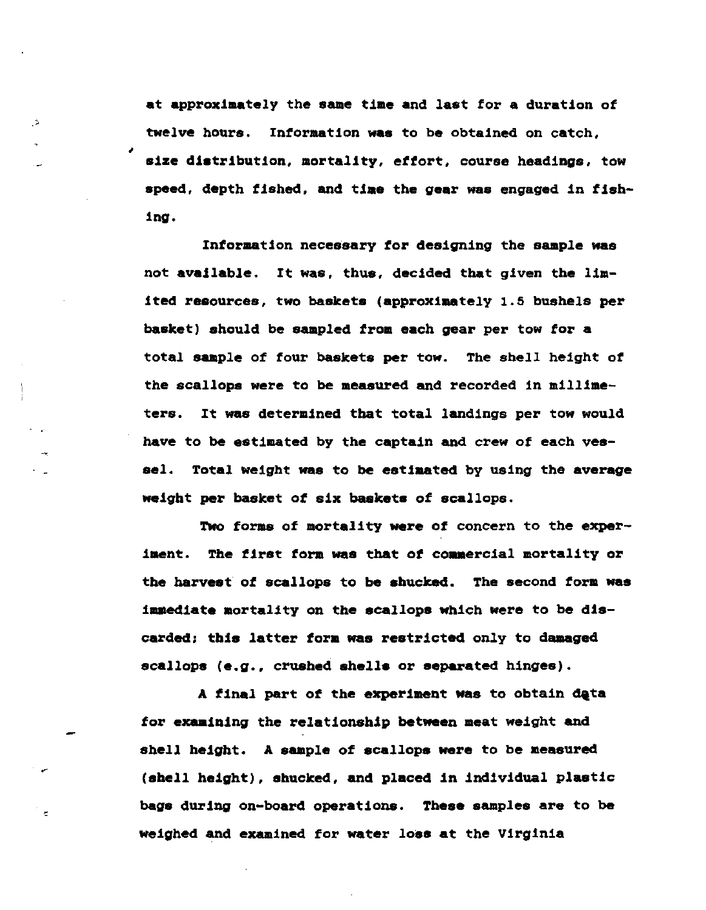at approximately the same time and last for a duration of twelve hours. Information was to be obtained on catch, size distribution, mortality, effort, course headings, tow speed, depth fished, and time the gear was engaged in fishing.

Information necessary for designing the sample was not available. It was, thus, decided that given the limited resources, two baskets (approximately 1.5 bushels per basket) should be sampled from each gear per tow for a total sample of four baskets per tow. The shell height of the scallops were to be measured and recorded in millimeters. It was determined that total landings per tow would have to be estimated by the captain and crew of each vessel. Total weight was to be estimated by using the average weight per basket of six baskets of scallops.

Two forms of mortality were of concern to the experiment. The first form was that of commercial mortality or the harvest of scallops to be shucked. The second form was immediate mortality on the scallops which were to be discarded; this latter form was restricted only to damaged scallops (e.g., crushed shells or separated hinges).

A final part of the experiment was to obtain data for examining the relationship between meat weight and shell height. A sample of scallops were to be measured (shell height), shucked, and placed in individual plastic bags during on-board operations. These samples are to be weighed and examined for water loss at the Virginia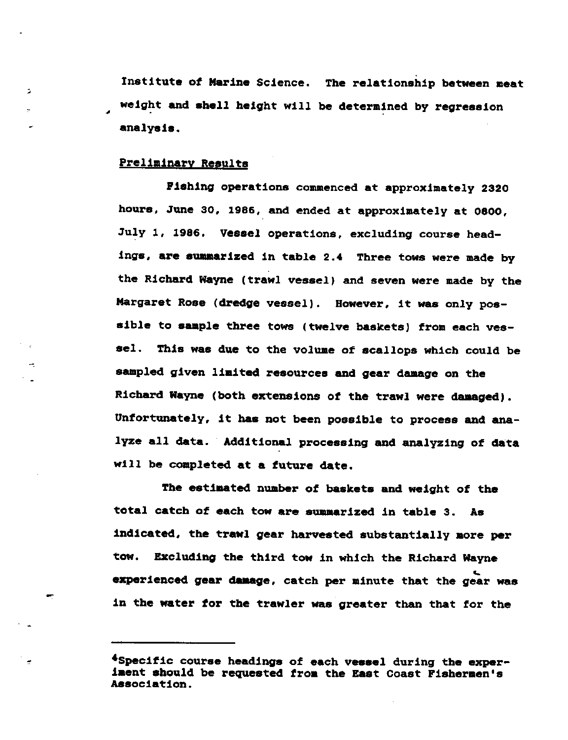Institute of Marine Science. The relationship between meat weight and shell height will be determined by regression analysis.

## Preliminary Results

Fishing operations commenced at approximately 2320 hours, June 30, 1986, and ended at approximately at 0800, July 1, 1986. Vessel operations, excluding course headings, are summarized in table 2.[4] Three tows were made by the Richard Wayne (trawl vessel) and seven were made by the Margaret Rose (dredge vessel). However, it was only possible to sample three tows (twelve baskets) from each vessel. This was due to the volume of scallops which could be sampled given limited resources and gear damage on the Richard Wayne (both extensions of the trawl were damaged). Unfortunately, it has not been possible to process and analyze all data. Additional processing and analyzing of data will be completed at a future date.

The estimated number of baskets and weight of the total catch of each tow are summarized in table 3. As indicated, the trawl gear harvested substantially more per tow. Excluding the third tow in which the Richard Wayne experienced gear damage, catch per minute that the gear was in the water for the trawler was greater than that for the

---

[4]Specific course headings of each vessel during the experiment should be requested from the East Coast Fishermen's Association.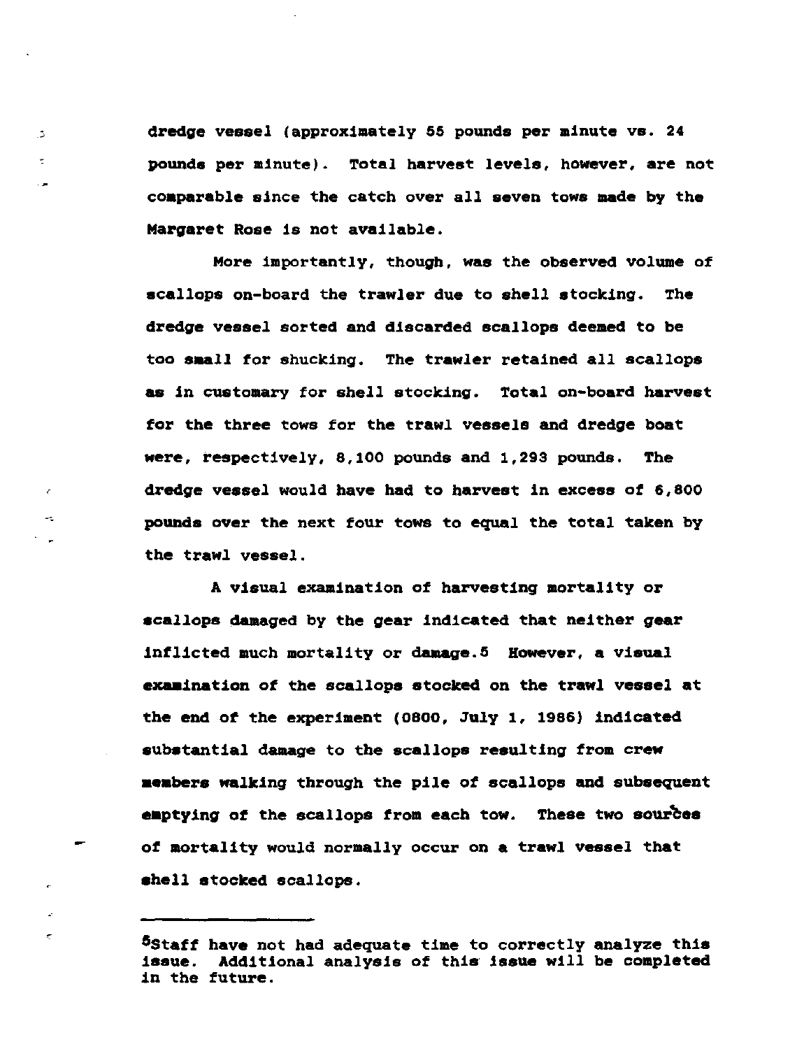dredge vessel (approximately 55 pounds per minute vs. 24 pounds per minute). Total harvest levels, however, are not comparable since the catch over all seven tows made by the Margaret Rose is not available.

More importantly, though, was the observed volume of scallops on-board the trawler due to shell stocking. The dredge vessel sorted and discarded scallops deemed to be too small for shucking. The trawler retained all scallops as in customary for shell stocking. Total on-board harvest for the three tows for the trawl vessels and dredge boat were, respectively, 8,100 pounds and 1,293 pounds. The dredge vessel would have had to harvest in excess of 6,800 pounds over the next four tows to equal the total taken by the trawl vessel.

A visual examination of harvesting mortality or scallops damaged by the gear indicated that neither gear inflicted much mortality or damage.[5] However, a visual examination of the scallops stocked on the trawl vessel at the end of the experiment (0800, July 1, 1986) indicated substantial damage to the scallops resulting from crew members walking through the pile of scallops and subsequent emptying of the scallops from each tow. These two sources of mortality would normally occur on a trawl vessel that shell stocked scallops.

---

[5] Staff have not had adequate time to correctly analyze this issue. Additional analysis of this issue will be completed in the future.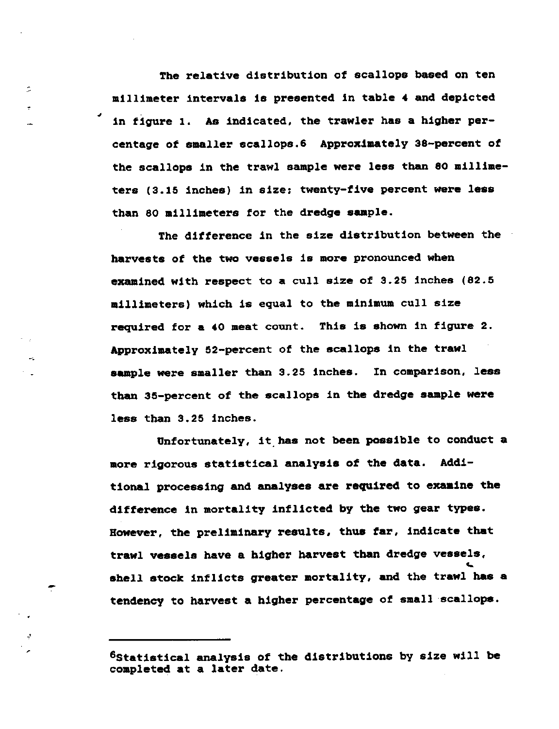The relative distribution of scallops based on ten millimeter intervals is presented in table 4 and depicted in figure 1. As indicated, the trawler has a higher percentage of smaller scallops.[6] Approximately 38-percent of the scallops in the trawl sample were less than 80 millimeters (3.15 inches) in size; twenty-five percent were less than 80 millimeters for the dredge sample.

The difference in the size distribution between the harvests of the two vessels is more pronounced when examined with respect to a cull size of 3.25 inches (82.5 millimeters) which is equal to the minimum cull size required for a 40 meat count. This is shown in figure 2. Approximately 52-percent of the scallops in the trawl sample were smaller than 3.25 inches. In comparison, less than 35-percent of the scallops in the dredge sample were less than 3.25 inches.

Unfortunately, it has not been possible to conduct a more rigorous statistical analysis of the data. Additional processing and analyses are required to examine the difference in mortality inflicted by the two gear types. However, the preliminary results, thus far, indicate that trawl vessels have a higher harvest than dredge vessels, shell stock inflicts greater mortality, and the trawl has a tendency to harvest a higher percentage of small scallops.

---

[6]Statistical analysis of the distributions by size will be completed at a later date.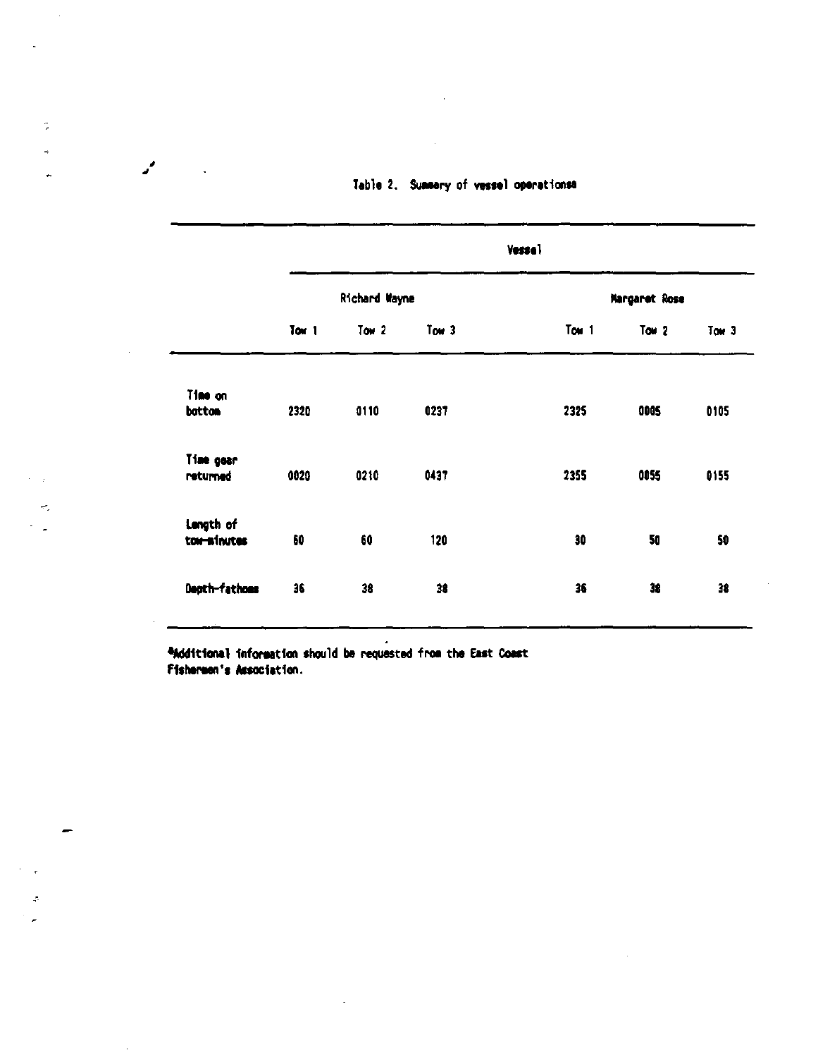Table 2. Summary of vessel operations[a]

| | Vessel | | | | | |
|---|---|---|---|---|---|---|
| | Richard Wayne | | | Margaret Rose | | |
| | Tow 1 | Tow 2 | Tow 3 | Tow 1 | Tow 2 | Tow 3 |
| Time on bottom | 2320 | 0110 | 0237 | 2325 | 0005 | 0105 |
| Time gear returned | 0020 | 0210 | 0437 | 2355 | 0055 | 0155 |
| Length of tow-minutes | 60 | 60 | 120 | 30 | 50 | 50 |
| Depth-fathoms | 36 | 38 | 38 | 36 | 38 | 38 |

[a]Additional information should be requested from the East Coast Fishermen's Association.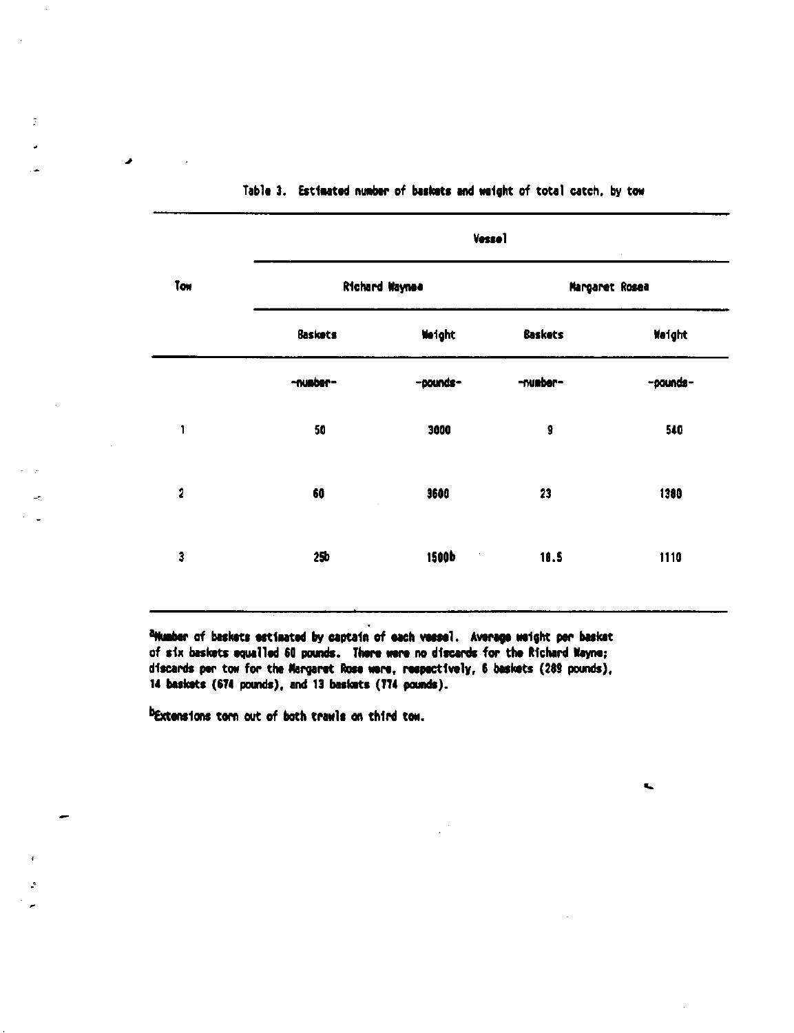Table 3. Estimated number of baskets and weight of total catch, by tow

| Tow | Vessel | | | |
|---|---|---|---|---|
| | Richard Wayne[a] | | Margaret Rose[a] | |
| | Baskets | Weight | Baskets | Weight |
| | -number- | -pounds- | -number- | -pounds- |
| 1 | 50 | 3000 | 9 | 540 |
| 2 | 60 | 3600 | 23 | 1380 |
| 3 | 25[b] | 1500[b] | 18.5 | 1110 |

[a]Number of baskets estimated by captain of each vessel. Average weight per basket of six baskets equalled 60 pounds. There were no discards for the Richard Wayne; discards per tow for the Margaret Rose were, respectively, 6 baskets (289 pounds), 14 baskets (674 pounds), and 13 baskets (774 pounds).

[b]Extensions torn out of both trawls on third tow.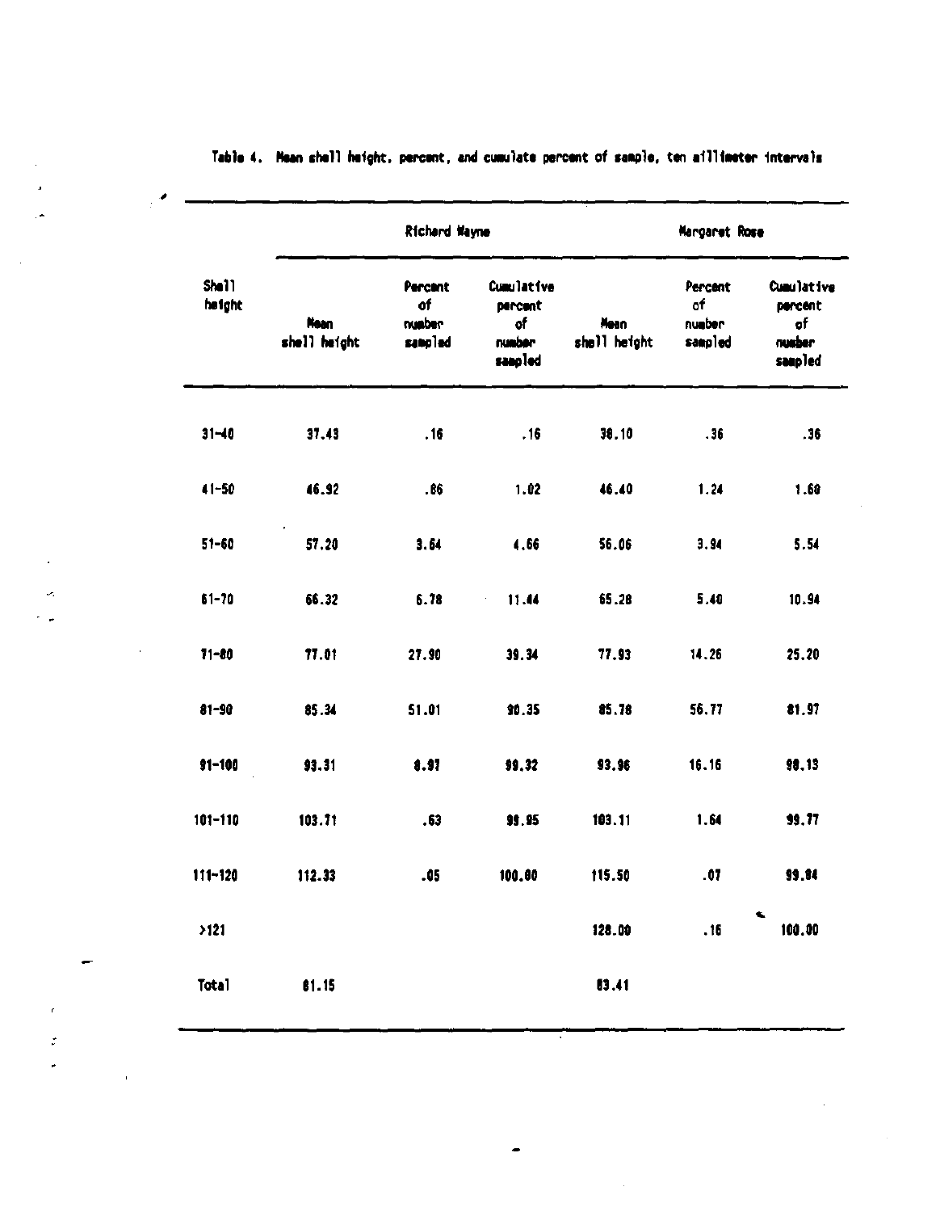Table 4. Mean shell height, percent, and cumulate percent of sample, ten millimeter intervals

| Shell height | Richard Wayne | | | Margaret Rose | | |
|---|---|---|---|---|---|---|
| | Mean shell height | Percent of number sampled | Cumulative percent of number sampled | Mean shell height | Percent of number sampled | Cumulative percent of number sampled |
| 31-40 | 37.43 | .16 | .16 | 38.10 | .36 | .36 |
| 41-50 | 46.92 | .86 | 1.02 | 46.40 | 1.24 | 1.60 |
| 51-60 | 57.20 | 3.64 | 4.66 | 56.06 | 3.94 | 5.54 |
| 61-70 | 66.32 | 6.78 | 11.44 | 65.28 | 5.40 | 10.94 |
| 71-80 | 77.01 | 27.90 | 39.34 | 77.93 | 14.26 | 25.20 |
| 81-90 | 85.34 | 51.01 | 90.35 | 85.78 | 56.77 | 81.97 |
| 91-100 | 93.31 | 8.97 | 99.32 | 93.96 | 16.16 | 98.13 |
| 101-110 | 103.71 | .63 | 99.95 | 103.11 | 1.64 | 99.77 |
| 111-120 | 112.33 | .05 | 100.00 | 115.50 | .07 | 99.84 |
| >121 | | | | 128.00 | .16 | 100.00 |
| Total | 81.15 | | | 83.41 | | |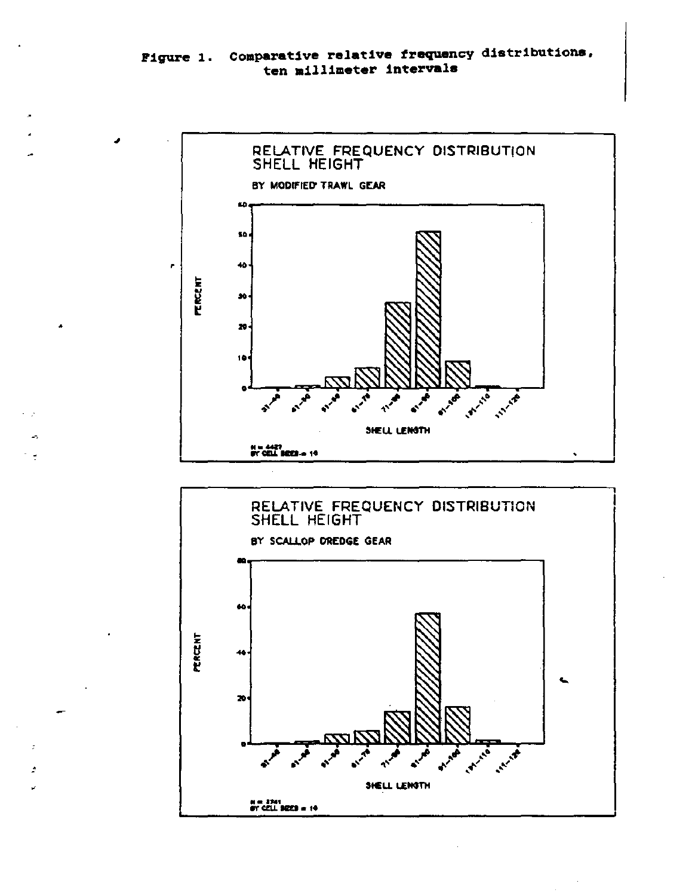Figure 1. Comparative relative frequency distributions, ten millimeter intervals

RELATIVE FREQUENCY DISTRIBUTION
SHELL HEIGHT

BY MODIFIED TRAWL GEAR

N = 4427
BY CELL SIZES = 10

RELATIVE FREQUENCY DISTRIBUTION
SHELL HEIGHT

BY SCALLOP DREDGE GEAR

N = 2741
BY CELL SIZES = 10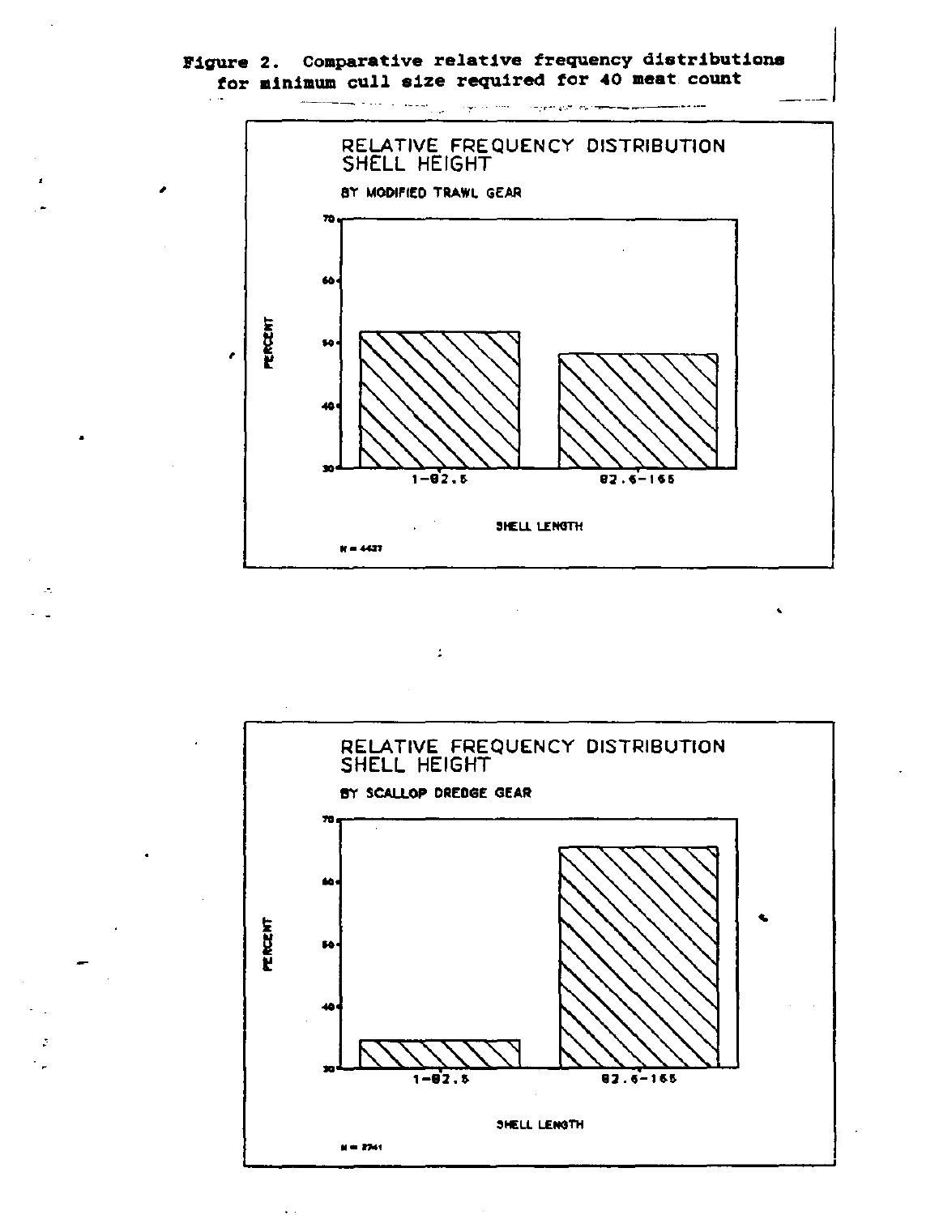Figure 2. Comparative relative frequency distributions for minimum cull size required for 40 meat count

RELATIVE FREQUENCY DISTRIBUTION
SHELL HEIGHT

BY MODIFIED TRAWL GEAR

N = 4427

RELATIVE FREQUENCY DISTRIBUTION
SHELL HEIGHT

BY SCALLOP DREDGE GEAR

N = 2741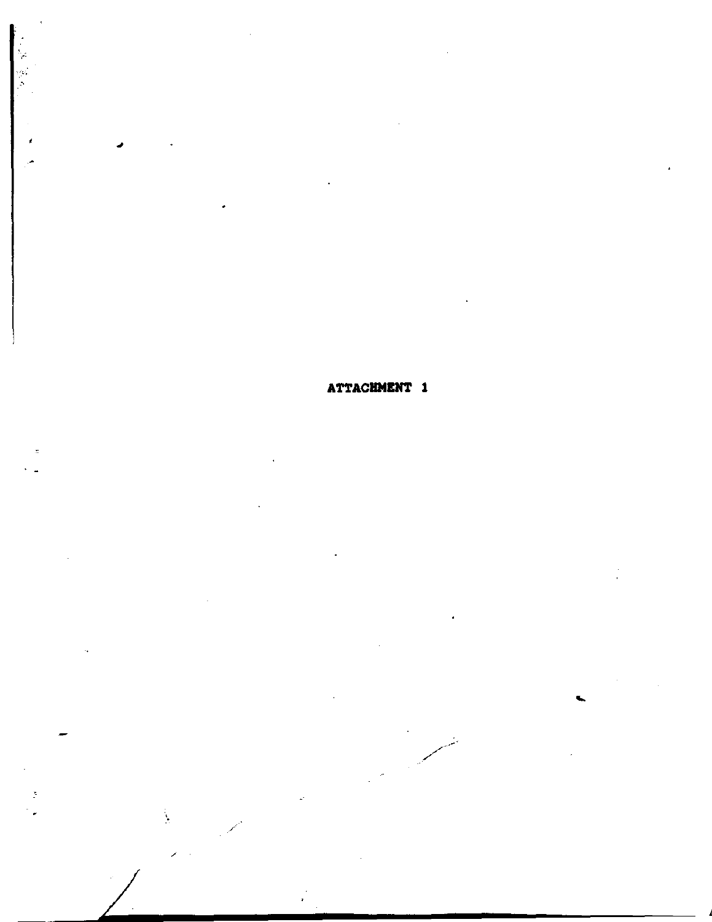ATTACHMENT 1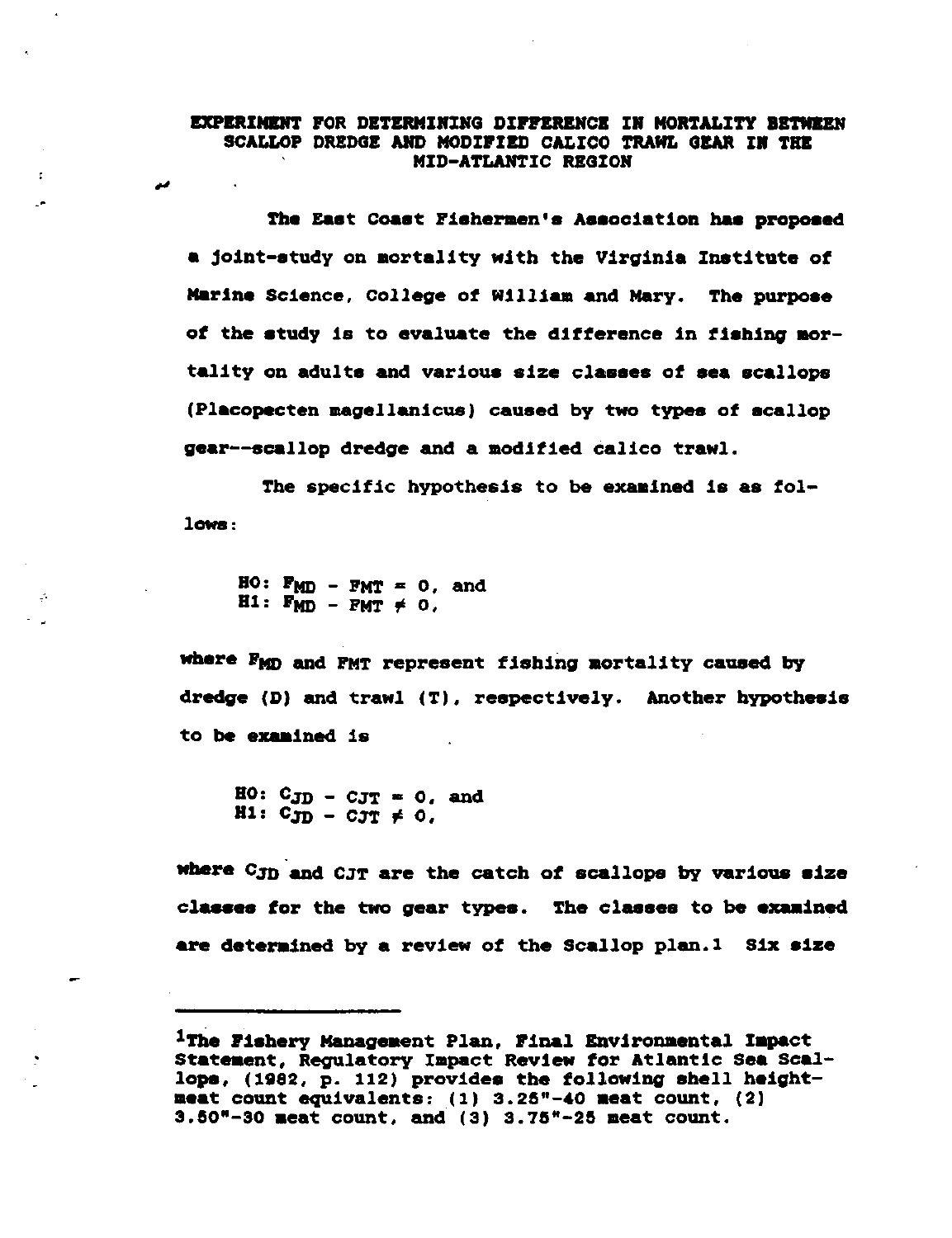# EXPERIMENT FOR DETERMINING DIFFERENCE IN MORTALITY BETWEEN SCALLOP DREDGE AND MODIFIED CALICO TRAWL GEAR IN THE MID-ATLANTIC REGION

The East Coast Fishermen's Association has proposed a joint-study on mortality with the Virginia Institute of Marine Science, College of William and Mary. The purpose of the study is to evaluate the difference in fishing mortality on adults and various size classes of sea scallops (Placopecten magellanicus) caused by two types of scallop gear--scallop dredge and a modified calico trawl.

The specific hypothesis to be examined is as follows:

$$H0: F_{MD} - F_{MT} = 0, \text{ and}$$
$$H1: F_{MD} - F_{MT} \neq 0,$$

where $F_{MD}$ and $F_{MT}$ represent fishing mortality caused by dredge (D) and trawl (T), respectively. Another hypothesis to be examined is

$$H0: C_{JD} - C_{JT} = 0, \text{ and}$$
$$H1: C_{JD} - C_{JT} \neq 0,$$

where $C_{JD}$ and $C_{JT}$ are the catch of scallops by various size classes for the two gear types. The classes to be examined are determined by a review of the Scallop plan.[1] Six size

---

[1]The Fishery Management Plan, Final Environmental Impact Statement, Regulatory Impact Review for Atlantic Sea Scallops, (1982, p. 112) provides the following shell height-meat count equivalents: (1) 3.25"-40 meat count, (2) 3.50"-30 meat count, and (3) 3.75"-25 meat count.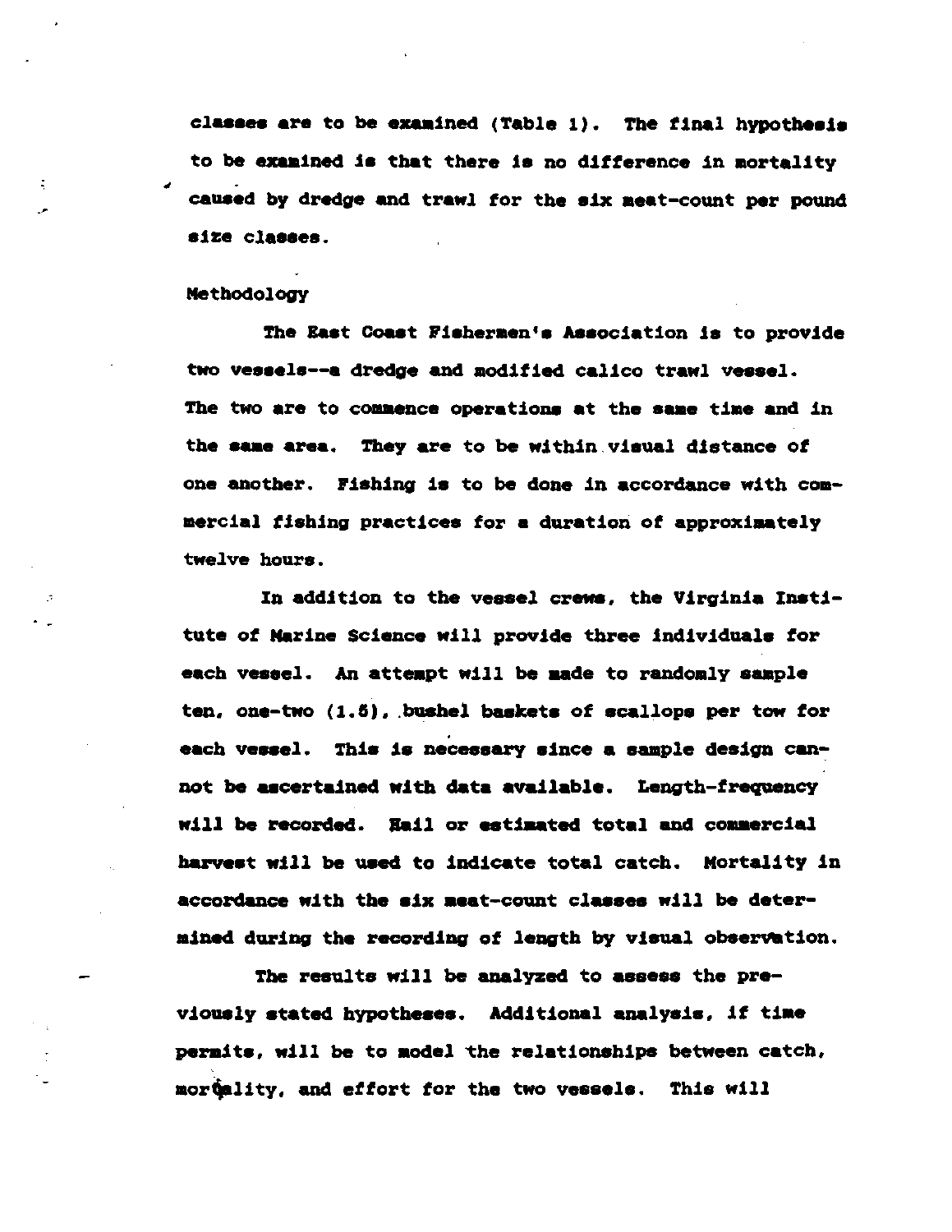classes are to be examined (Table 1). The final hypothesis to be examined is that there is no difference in mortality caused by dredge and trawl for the six meat-count per pound size classes.

## Methodology

The East Coast Fishermen's Association is to provide two vessels--a dredge and modified calico trawl vessel. The two are to commence operations at the same time and in the same area. They are to be within visual distance of one another. Fishing is to be done in accordance with commercial fishing practices for a duration of approximately twelve hours.

In addition to the vessel crews, the Virginia Institute of Marine Science will provide three individuals for each vessel. An attempt will be made to randomly sample ten, one-two (1.5), bushel baskets of scallops per tow for each vessel. This is necessary since a sample design cannot be ascertained with data available. Length-frequency will be recorded. Hail or estimated total and commercial harvest will be used to indicate total catch. Mortality in accordance with the six meat-count classes will be determined during the recording of length by visual observation.

The results will be analyzed to assess the previously stated hypotheses. Additional analysis, if time permits, will be to model the relationships between catch, mortality, and effort for the two vessels. This will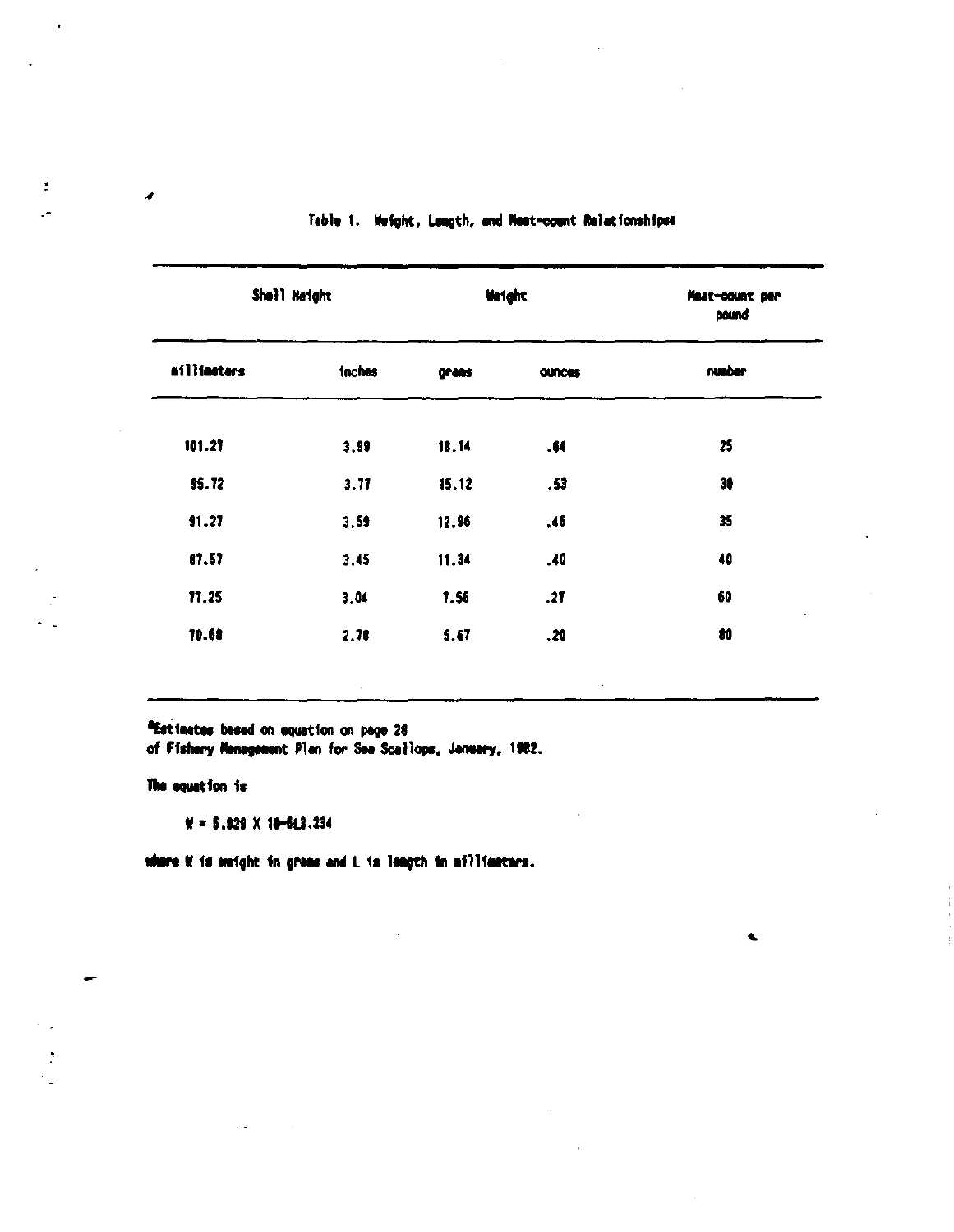Table 1. Weight, Length, and Meat-count Relationships[a]

| Shell Height | | Weight | | Meat-count per pound |
|---|---|---|---|---|
| millimeters | inches | grams | ounces | number |
| 101.27 | 3.99 | 18.14 | .64 | 25 |
| 95.72 | 3.77 | 15.12 | .53 | 30 |
| 91.27 | 3.59 | 12.96 | .46 | 35 |
| 87.57 | 3.45 | 11.34 | .40 | 40 |
| 77.25 | 3.04 | 7.56 | .27 | 60 |
| 70.68 | 2.78 | 5.67 | .20 | 80 |

[a]Estimates based on equation on page 28 of Fishery Management Plan for Sea Scallops, January, 1982.

The equation is

$$W = 5.929 \times 10^{-6} L^{3.234}$$

where W is weight in grams and L is length in millimeters.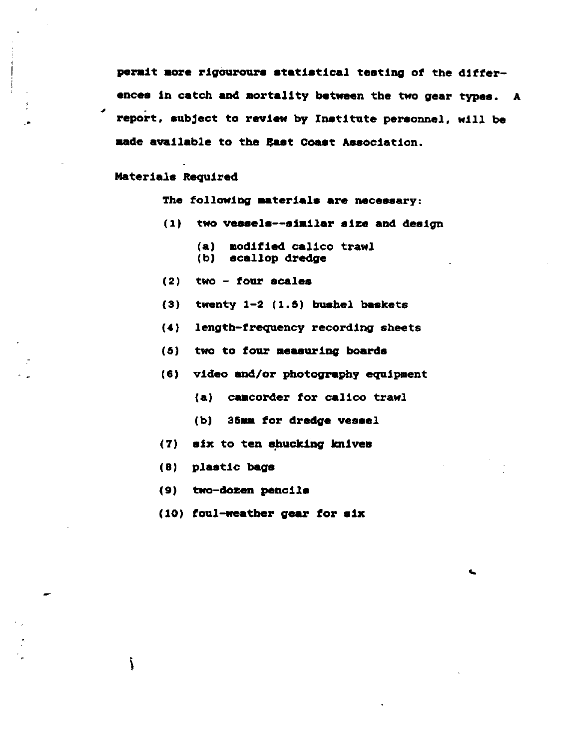permit more rigouroure statistical testing of the differences in catch and mortality between the two gear types. A report, subject to review by Institute personnel, will be made available to the East Coast Association.

Materials Required

The following materials are necessary:

(1) two vessels--similar size and design
   - (a) modified calico trawl
   - (b) scallop dredge

(2) two - four scales

(3) twenty 1-2 (1.5) bushel baskets

(4) length-frequency recording sheets

(5) two to four measuring boards

(6) video and/or photography equipment
   - (a) camcorder for calico trawl
   - (b) 35mm for dredge vessel

(7) six to ten shucking knives

(8) plastic bags

(9) two-dozen pencils

(10) foul-weather gear for six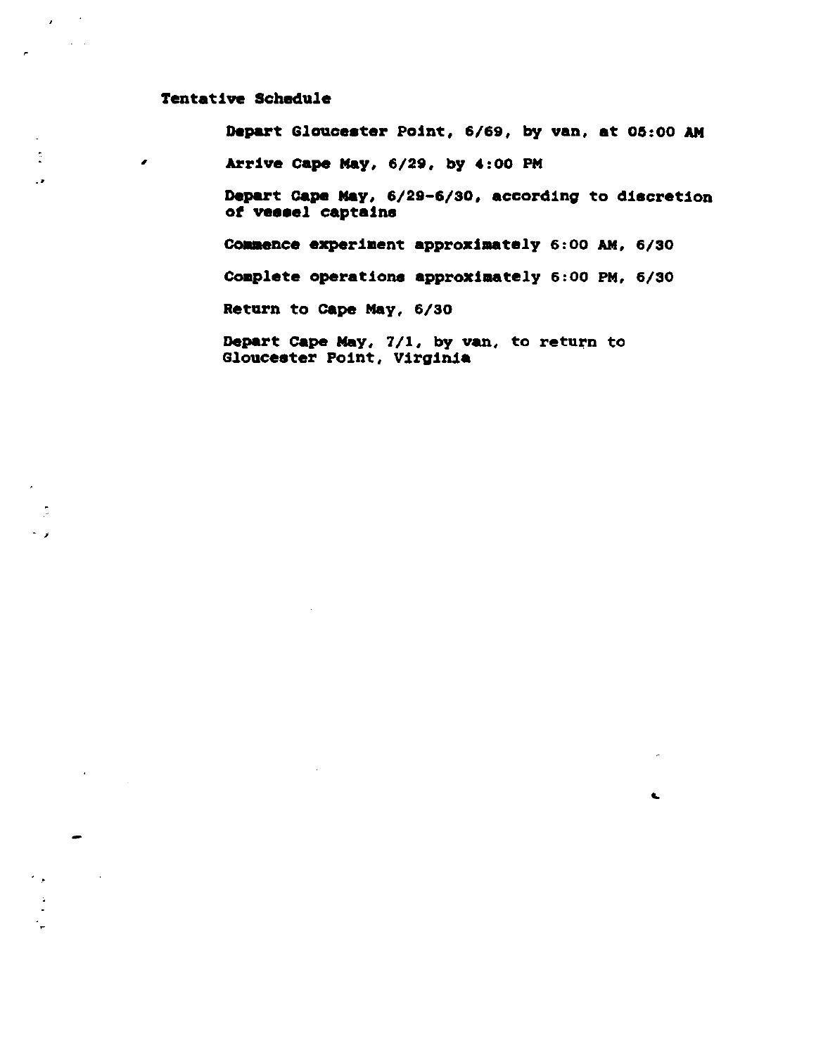Tentative Schedule

Depart Gloucester Point, 6/69, by van, at 05:00 AM

Arrive Cape May, 6/29, by 4:00 PM

Depart Cape May, 6/29-6/30, according to discretion of vessel captains

Commence experiment approximately 6:00 AM, 6/30

Complete operations approximately 6:00 PM, 6/30

Return to Cape May, 6/30

Depart Cape May, 7/1, by van, to return to Gloucester Point, Virginia